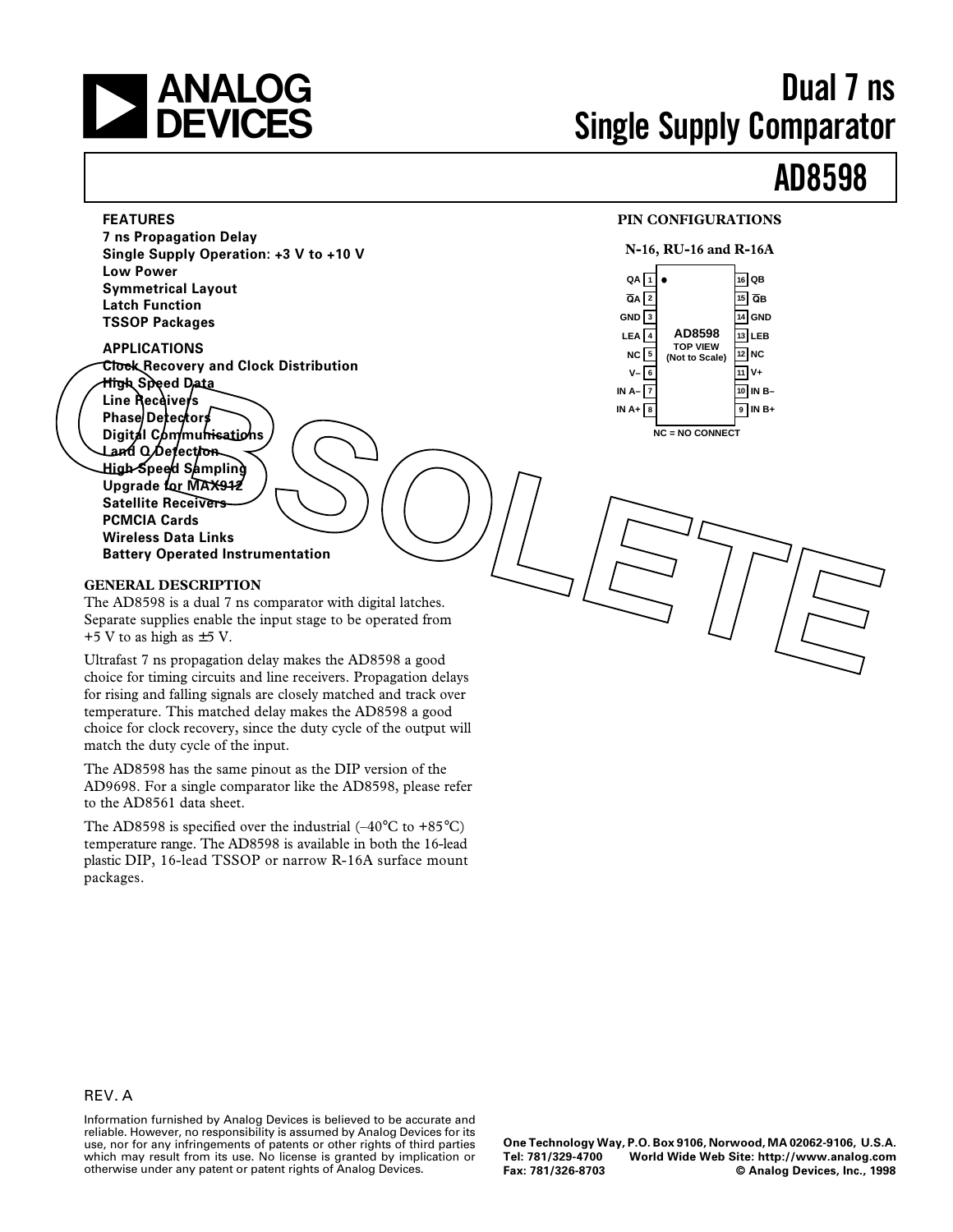# Dual 7 ns Single Supply Comparator

# AD8598

## FEATURES

**7 ns Propagation Delay**
**Single Supply Operation: +3 V to +10 V**
**Low Power**
**Symmetrical Layout**
**Latch Function**
**TSSOP Packages**

## APPLICATIONS

**Clock Recovery and Clock Distribution**
**High Speed Data**
**Line Receivers**
**Phase Detectors**
**Digital Communications**
**I and Q Detection**
**High Speed Sampling**
**Upgrade for MAX912**
**Satellite Receivers**
**PCMCIA Cards**
**Wireless Data Links**
**Battery Operated Instrumentation**

## PIN CONFIGURATIONS

**N-16, RU-16 and R-16A**

| Pin | Name | Pin | Name |
|---|---|---|---|
| 1 | QA | 16 | QB |
| 2 | $\overline{QA}$ | 15 | $\overline{QB}$ |
| 3 | GND | 14 | GND |
| 4 | LEA | 13 | LEB |
| 5 | NC | 12 | NC |
| 6 | V– | 11 | V+ |
| 7 | IN A– | 10 | IN B– |
| 8 | IN A+ | 9 | IN B+ |

AD8598 TOP VIEW (Not to Scale)

NC = NO CONNECT

## GENERAL DESCRIPTION

The AD8598 is a dual 7 ns comparator with digital latches. Separate supplies enable the input stage to be operated from +5 V to as high as ±5 V.

Ultrafast 7 ns propagation delay makes the AD8598 a good choice for timing circuits and line receivers. Propagation delays for rising and falling signals are closely matched and track over temperature. This matched delay makes the AD8598 a good choice for clock recovery, since the duty cycle of the output will match the duty cycle of the input.

The AD8598 has the same pinout as the DIP version of the AD9698. For a single comparator like the AD8598, please refer to the AD8561 data sheet.

The AD8598 is specified over the industrial (–40°C to +85°C) temperature range. The AD8598 is available in both the 16-lead plastic DIP, 16-lead TSSOP or narrow R-16A surface mount packages.

OBSOLETE

REV. A

Information furnished by Analog Devices is believed to be accurate and reliable. However, no responsibility is assumed by Analog Devices for its use, nor for any infringements of patents or other rights of third parties which may result from its use. No license is granted by implication or otherwise under any patent or patent rights of Analog Devices.

**One Technology Way, P.O. Box 9106, Norwood, MA 02062-9106, U.S.A.**
**Tel: 781/329-4700 World Wide Web Site: http://www.analog.com**
**Fax: 781/326-8703 © Analog Devices, Inc., 1998**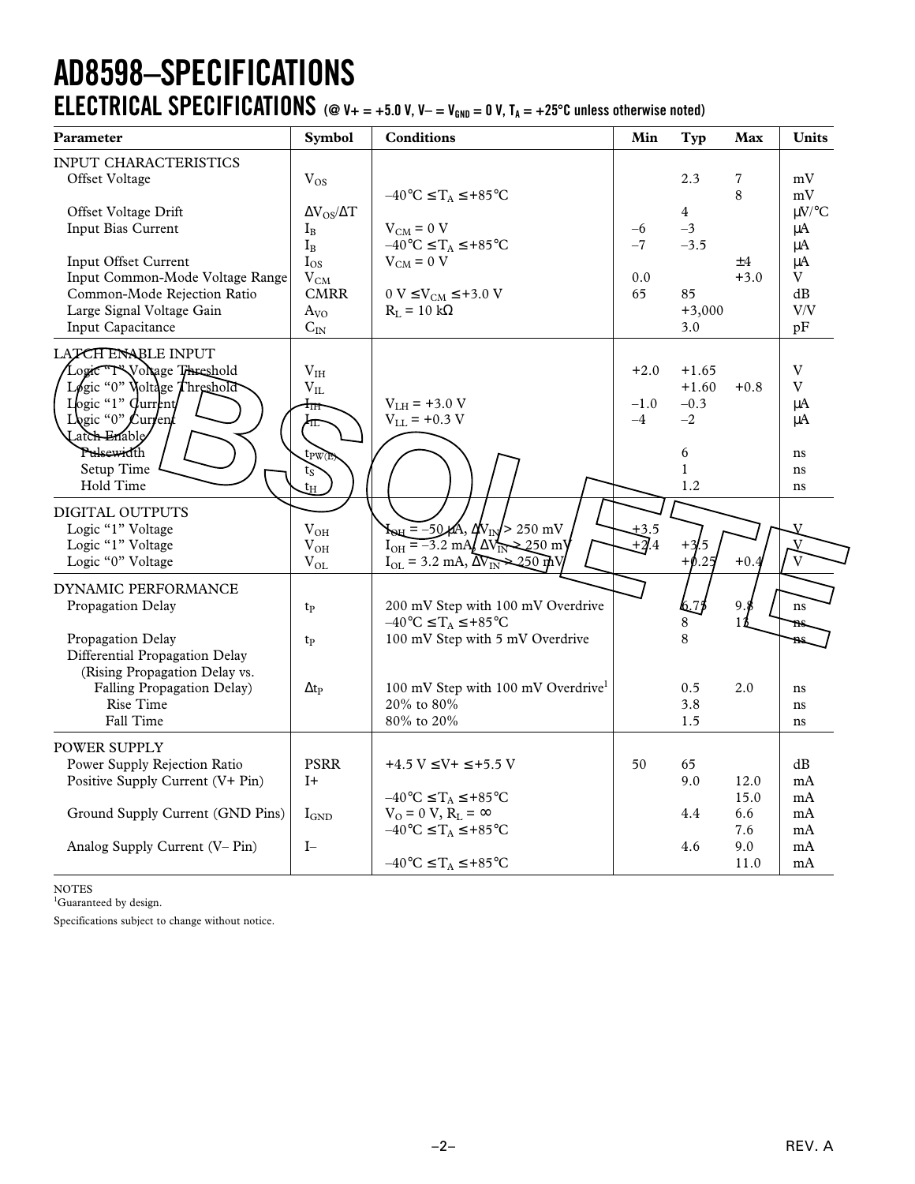# AD8598–SPECIFICATIONS

## ELECTRICAL SPECIFICATIONS (@ V+ = +5.0 V, V– = $V_{GND}$ = 0 V, $T_A$ = +25°C unless otherwise noted)

| Parameter | Symbol | Conditions | Min | Typ | Max | Units |
|---|---|---|---|---|---|---|
| INPUT CHARACTERISTICS | | | | | | |
| Offset Voltage | $V_{OS}$ | | | 2.3 | 7 | mV |
| | | –40°C ≤ $T_A$ ≤ +85°C | | | 8 | mV |
| Offset Voltage Drift | $\Delta V_{OS}/\Delta T$ | | | 4 | | µV/°C |
| Input Bias Current | $I_B$ | $V_{CM}$ = 0 V | –6 | –3 | | µA |
| | $I_B$ | –40°C ≤ $T_A$ ≤ +85°C | –7 | –3.5 | | µA |
| Input Offset Current | $I_{OS}$ | $V_{CM}$ = 0 V | | | ±4 | µA |
| Input Common-Mode Voltage Range | $V_{CM}$ | | 0.0 | | +3.0 | V |
| Common-Mode Rejection Ratio | CMRR | 0 V ≤ $V_{CM}$ ≤ +3.0 V | 65 | 85 | | dB |
| Large Signal Voltage Gain | $A_{VO}$ | $R_L$ = 10 kΩ | | +3,000 | | V/V |
| Input Capacitance | $C_{IN}$ | | | 3.0 | | pF |
| LATCH ENABLE INPUT | | | | | | |
| Logic "1" Voltage Threshold | $V_{IH}$ | | +2.0 | +1.65 | | V |
| Logic "0" Voltage Threshold | $V_{IL}$ | | | +1.60 | +0.8 | V |
| Logic "1" Current | $I_{IH}$ | $V_{LH}$ = +3.0 V | –1.0 | –0.3 | | µA |
| Logic "0" Current | $I_{IL}$ | $V_{LL}$ = +0.3 V | –4 | –2 | | µA |
| Latch Enable | | | | | | |
| Pulsewidth | $t_{PW(E)}$ | | | 6 | | ns |
| Setup Time | $t_S$ | | | 1 | | ns |
| Hold Time | $t_H$ | | | 1.2 | | ns |
| DIGITAL OUTPUTS | | | | | | |
| Logic "1" Voltage | $V_{OH}$ | $I_{OH}$ = –50 µA, $\Delta V_{IN}$ > 250 mV | +3.5 | | | V |
| Logic "1" Voltage | $V_{OH}$ | $I_{OH}$ = –3.2 mA, $\Delta V_{IN}$ > 250 mV | +2.4 | +3.5 | | V |
| Logic "0" Voltage | $V_{OL}$ | $I_{OL}$ = 3.2 mA, $\Delta V_{IN}$ > 250 mV | | +0.25 | +0.4 | V |
| DYNAMIC PERFORMANCE | | | | | | |
| Propagation Delay | $t_P$ | 200 mV Step with 100 mV Overdrive | | 6.75 | 9.8 | ns |
| | | –40°C ≤ $T_A$ ≤ +85°C | | 8 | 13 | ns |
| Propagation Delay | $t_P$ | 100 mV Step with 5 mV Overdrive | | 8 | | ns |
| Differential Propagation Delay (Rising Propagation Delay vs. Falling Propagation Delay) | $\Delta t_P$ | 100 mV Step with 100 mV Overdrive[1] | | 0.5 | 2.0 | ns |
| Rise Time | | 20% to 80% | | 3.8 | | ns |
| Fall Time | | 80% to 20% | | 1.5 | | ns |
| POWER SUPPLY | | | | | | |
| Power Supply Rejection Ratio | PSRR | +4.5 V ≤ V+ ≤ +5.5 V | 50 | 65 | | dB |
| Positive Supply Current (V+ Pin) | I+ | | | 9.0 | 12.0 | mA |
| | | –40°C ≤ $T_A$ ≤ +85°C | | | 15.0 | mA |
| Ground Supply Current (GND Pins) | $I_{GND}$ | $V_O$ = 0 V, $R_L$ = ∞ | | 4.4 | 6.6 | mA |
| | | –40°C ≤ $T_A$ ≤ +85°C | | | 7.6 | mA |
| Analog Supply Current (V– Pin) | I– | | | 4.6 | 9.0 | mA |
| | | –40°C ≤ $T_A$ ≤ +85°C | | | 11.0 | mA |

NOTES
[1]Guaranteed by design.

Specifications subject to change without notice.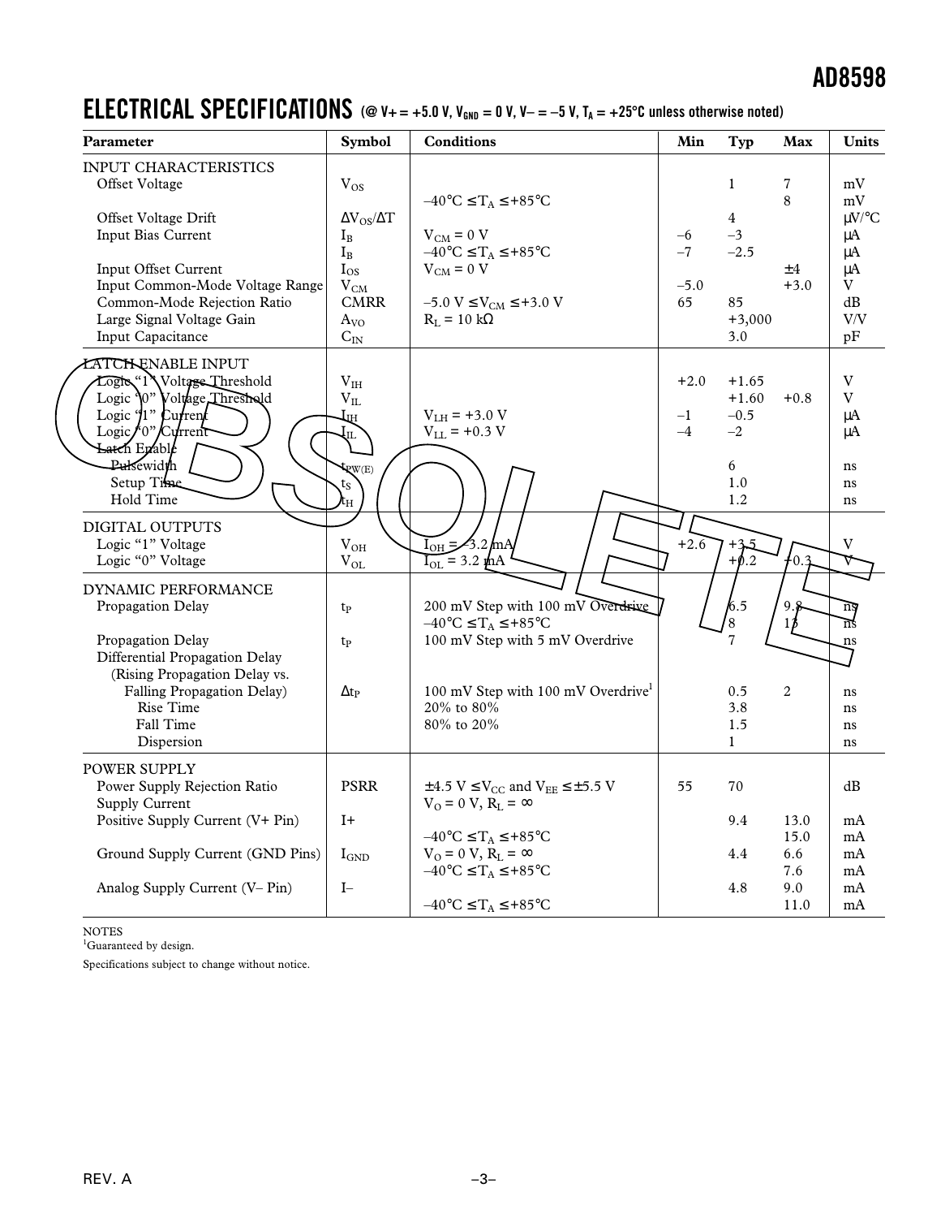## ELECTRICAL SPECIFICATIONS (@ V+ = +5.0 V, $V_{GND}$ = 0 V, V– = –5 V, $T_A$ = +25°C unless otherwise noted)

| Parameter | Symbol | Conditions | Min | Typ | Max | Units |
|---|---|---|---|---|---|---|
| INPUT CHARACTERISTICS | | | | | | |
| Offset Voltage | $V_{OS}$ | | | 1 | 7 | mV |
| | | –40°C ≤ $T_A$ ≤ +85°C | | | 8 | mV |
| Offset Voltage Drift | $\Delta V_{OS}/\Delta T$ | | | 4 | | µV/°C |
| Input Bias Current | $I_B$ | $V_{CM}$ = 0 V | –6 | –3 | | µA |
| | $I_B$ | –40°C ≤ $T_A$ ≤ +85°C | –7 | –2.5 | | µA |
| Input Offset Current | $I_{OS}$ | $V_{CM}$ = 0 V | | | ±4 | µA |
| Input Common-Mode Voltage Range | $V_{CM}$ | | –5.0 | | +3.0 | V |
| Common-Mode Rejection Ratio | CMRR | –5.0 V ≤ $V_{CM}$ ≤ +3.0 V | 65 | 85 | | dB |
| Large Signal Voltage Gain | $A_{VO}$ | $R_L$ = 10 kΩ | | +3,000 | | V/V |
| Input Capacitance | $C_{IN}$ | | | 3.0 | | pF |
| LATCH ENABLE INPUT | | | | | | |
| Logic "1" Voltage Threshold | $V_{IH}$ | | +2.0 | +1.65 | | V |
| Logic "0" Voltage Threshold | $V_{IL}$ | | | +1.60 | +0.8 | V |
| Logic "1" Current | $I_{IH}$ | $V_{LH}$ = +3.0 V | –1 | –0.5 | | µA |
| Logic "0" Current | $I_{IL}$ | $V_{LL}$ = +0.3 V | –4 | –2 | | µA |
| Latch Enable | | | | | | |
| Pulsewidth | $t_{PW(E)}$ | | | 6 | | ns |
| Setup Time | $t_S$ | | | 1.0 | | ns |
| Hold Time | $t_H$ | | | 1.2 | | ns |
| DIGITAL OUTPUTS | | | | | | |
| Logic "1" Voltage | $V_{OH}$ | $I_{OH}$ = –3.2 mA | +2.6 | +3.5 | | V |
| Logic "0" Voltage | $V_{OL}$ | $I_{OL}$ = 3.2 mA | | +0.2 | +0.3 | V |
| DYNAMIC PERFORMANCE | | | | | | |
| Propagation Delay | $t_P$ | 200 mV Step with 100 mV Overdrive | | 6.5 | 9.8 | ns |
| | | –40°C ≤ $T_A$ ≤ +85°C | | 8 | 13 | ns |
| Propagation Delay | $t_P$ | 100 mV Step with 5 mV Overdrive | | 7 | | ns |
| Differential Propagation Delay (Rising Propagation Delay vs. Falling Propagation Delay) | $\Delta t_P$ | 100 mV Step with 100 mV Overdrive[1] | | 0.5 | 2 | ns |
| Rise Time | | 20% to 80% | | 3.8 | | ns |
| Fall Time | | 80% to 20% | | 1.5 | | ns |
| Dispersion | | | | 1 | | ns |
| POWER SUPPLY | | | | | | |
| Power Supply Rejection Ratio | PSRR | ±4.5 V ≤ $V_{CC}$ and $V_{EE}$ ≤ ±5.5 V | 55 | 70 | | dB |
| Supply Current | | $V_O$ = 0 V, $R_L$ = ∞ | | | | |
| Positive Supply Current (V+ Pin) | I+ | | | 9.4 | 13.0 | mA |
| | | –40°C ≤ $T_A$ ≤ +85°C | | | 15.0 | mA |
| Ground Supply Current (GND Pins) | $I_{GND}$ | $V_O$ = 0 V, $R_L$ = ∞ | | 4.4 | 6.6 | mA |
| | | –40°C ≤ $T_A$ ≤ +85°C | | | 7.6 | mA |
| Analog Supply Current (V– Pin) | I– | | | 4.8 | 9.0 | mA |
| | | –40°C ≤ $T_A$ ≤ +85°C | | | 11.0 | mA |

NOTES
[1]Guaranteed by design.

Specifications subject to change without notice.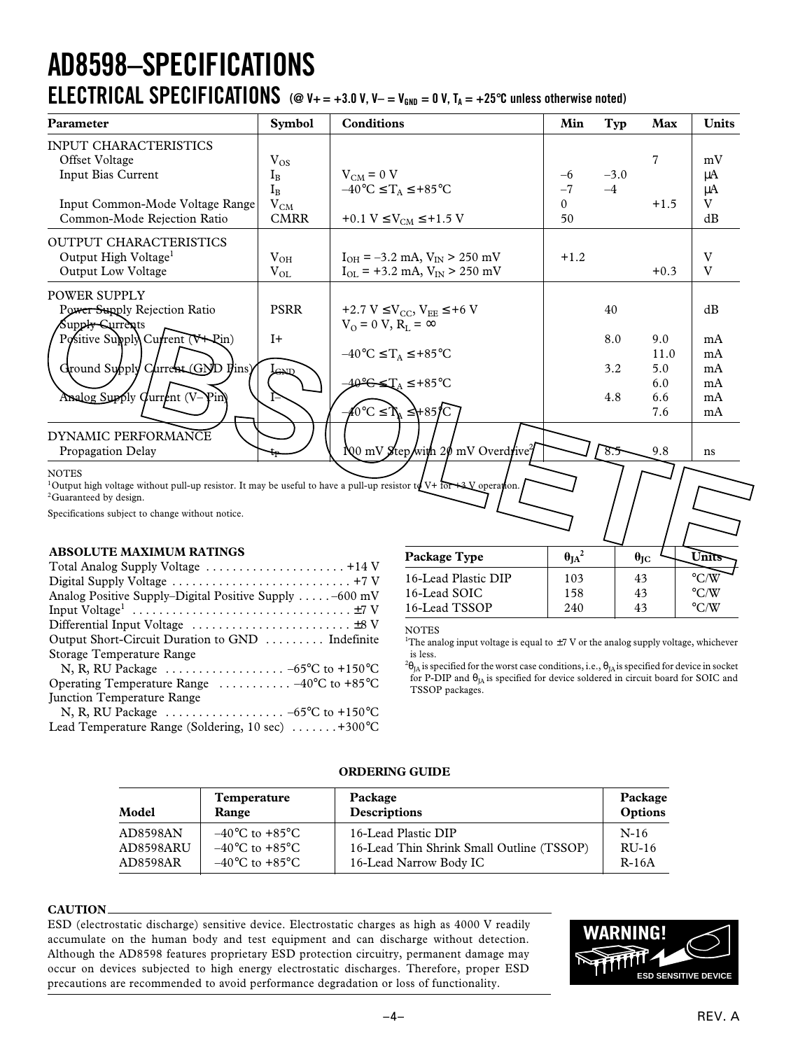# AD8598–SPECIFICATIONS

## ELECTRICAL SPECIFICATIONS (@ V+ = +3.0 V, V– = $V_{GND}$ = 0 V, $T_A$ = +25°C unless otherwise noted)

| Parameter | Symbol | Conditions | Min | Typ | Max | Units |
|---|---|---|---|---|---|---|
| INPUT CHARACTERISTICS | | | | | | |
| Offset Voltage | $V_{OS}$ | | | | 7 | mV |
| Input Bias Current | $I_B$ | $V_{CM}$ = 0 V | –6 | –3.0 | | μA |
| | $I_B$ | –40°C ≤ $T_A$ ≤ +85°C | –7 | –4 | | μA |
| Input Common-Mode Voltage Range | $V_{CM}$ | | 0 | | +1.5 | V |
| Common-Mode Rejection Ratio | CMRR | +0.1 V ≤ $V_{CM}$ ≤ +1.5 V | 50 | | | dB |
| OUTPUT CHARACTERISTICS | | | | | | |
| Output High Voltage[1] | $V_{OH}$ | $I_{OH}$ = –3.2 mA, $V_{IN}$ > 250 mV | +1.2 | | | V |
| Output Low Voltage | $V_{OL}$ | $I_{OL}$ = +3.2 mA, $V_{IN}$ > 250 mV | | | +0.3 | V |
| POWER SUPPLY | | | | | | |
| Power Supply Rejection Ratio | PSRR | +2.7 V ≤ $V_{CC}$, $V_{EE}$ ≤ +6 V | | 40 | | dB |
| Supply Currents | | $V_O$ = 0 V, $R_L$ = ∞ | | | | |
| Positive Supply Current (V+ Pin) | I+ | | | 8.0 | 9.0 | mA |
| | | –40°C ≤ $T_A$ ≤ +85°C | | | 11.0 | mA |
| Ground Supply Current (GND Pins) | $I_{GND}$ | | | 3.2 | 5.0 | mA |
| | | –40°C ≤ $T_A$ ≤ +85°C | | | 6.0 | mA |
| Analog Supply Current (V– Pin) | I– | | | 4.8 | 6.6 | mA |
| | | –40°C ≤ $T_A$ ≤ +85°C | | | 7.6 | mA |
| DYNAMIC PERFORMANCE | | | | | | |
| Propagation Delay | $t_P$ | 100 mV Step with 20 mV Overdrive[2] | | 8.5 | 9.8 | ns |

NOTES
[1]Output high voltage without pull-up resistor. It may be useful to have a pull-up resistor to V+ for +3 V operation.
[2]Guaranteed by design.

Specifications subject to change without notice.

### ABSOLUTE MAXIMUM RATINGS

Total Analog Supply Voltage . . . . . . . . . . . . . . . . . . . . . +14 V
Digital Supply Voltage . . . . . . . . . . . . . . . . . . . . . . . . . . . +7 V
Analog Positive Supply–Digital Positive Supply . . . . . –600 mV
Input Voltage[1] . . . . . . . . . . . . . . . . . . . . . . . . . . . . . . . . ±7 V
Differential Input Voltage . . . . . . . . . . . . . . . . . . . . . . . . ±8 V
Output Short-Circuit Duration to GND . . . . . . . . . Indefinite
Storage Temperature Range
  N, R, RU Package . . . . . . . . . . . . . . . . . . –65°C to +150°C
Operating Temperature Range . . . . . . . . . . . –40°C to +85°C
Junction Temperature Range
  N, R, RU Package . . . . . . . . . . . . . . . . . . –65°C to +150°C
Lead Temperature Range (Soldering, 10 sec) . . . . . . . +300°C

| Package Type | $\theta_{JA}$[2] | $\theta_{JC}$ | Units |
|---|---|---|---|
| 16-Lead Plastic DIP | 103 | 43 | °C/W |
| 16-Lead SOIC | 158 | 43 | °C/W |
| 16-Lead TSSOP | 240 | 43 | °C/W |

NOTES
[1]The analog input voltage is equal to ±7 V or the analog supply voltage, whichever is less.
[2]$\theta_{JA}$ is specified for the worst case conditions, i.e., $\theta_{JA}$ is specified for device in socket for P-DIP and $\theta_{JA}$ is specified for device soldered in circuit board for SOIC and TSSOP packages.

### ORDERING GUIDE

| Model | Temperature Range | Package Descriptions | Package Options |
|---|---|---|---|
| AD8598AN | –40°C to +85°C | 16-Lead Plastic DIP | N-16 |
| AD8598ARU | –40°C to +85°C | 16-Lead Thin Shrink Small Outline (TSSOP) | RU-16 |
| AD8598AR | –40°C to +85°C | 16-Lead Narrow Body IC | R-16A |

**CAUTION**

ESD (electrostatic discharge) sensitive device. Electrostatic charges as high as 4000 V readily accumulate on the human body and test equipment and can discharge without detection. Although the AD8598 features proprietary ESD protection circuitry, permanent damage may occur on devices subjected to high energy electrostatic discharges. Therefore, proper ESD precautions are recommended to avoid performance degradation or loss of functionality.

**WARNING!** ESD SENSITIVE DEVICE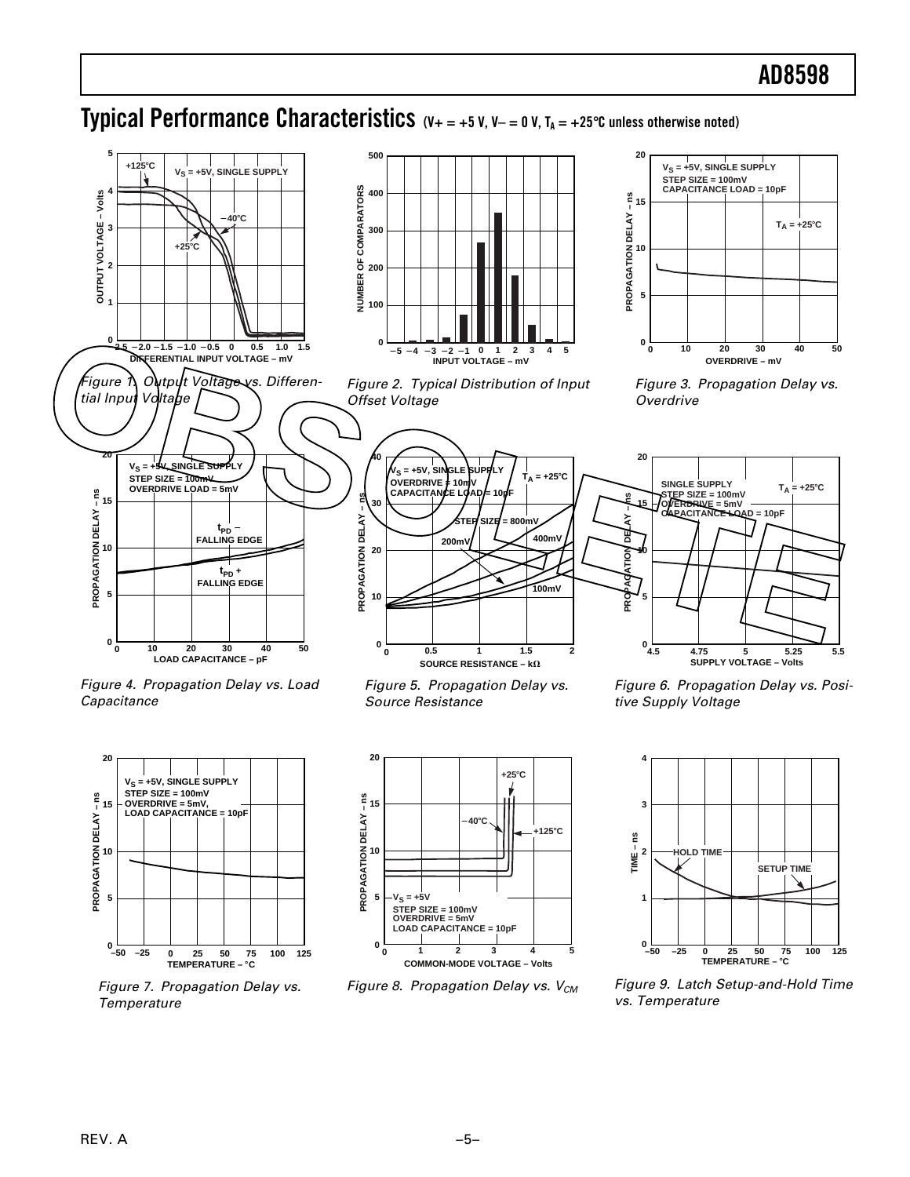# Typical Performance Characteristics (V+ = +5 V, V– = 0 V, $T_A$ = +25°C unless otherwise noted)

*Figure 1. Output Voltage vs. Differential Input Voltage*

*Figure 2. Typical Distribution of Input Offset Voltage*

*Figure 3. Propagation Delay vs. Overdrive*

*Figure 4. Propagation Delay vs. Load Capacitance*

*Figure 5. Propagation Delay vs. Source Resistance*

*Figure 6. Propagation Delay vs. Positive Supply Voltage*

*Figure 7. Propagation Delay vs. Temperature*

*Figure 8. Propagation Delay vs. $V_{CM}$*

*Figure 9. Latch Setup-and-Hold Time vs. Temperature*

REV. A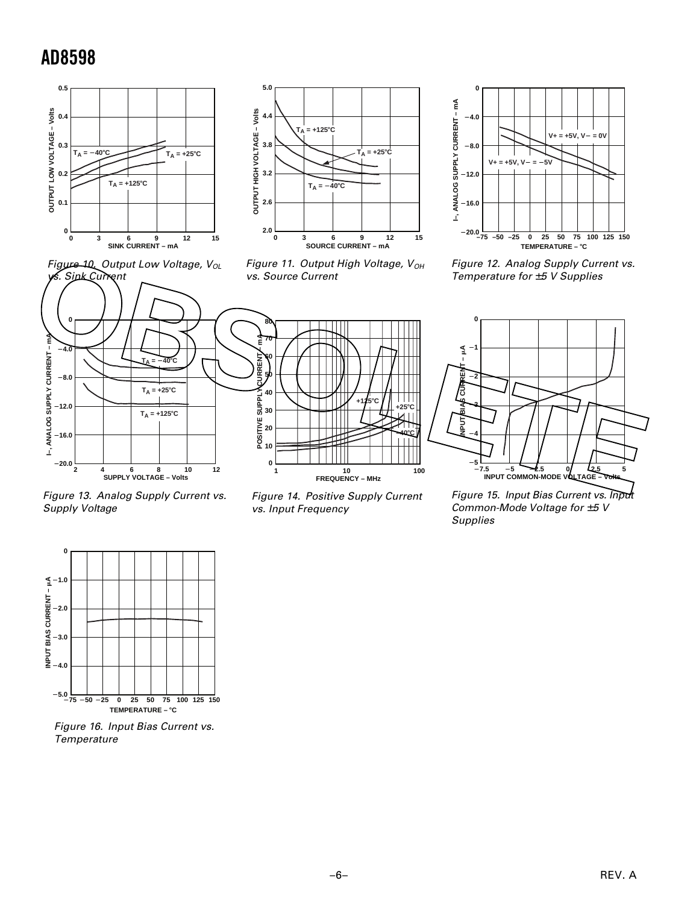Figure 10. Output Low Voltage, $V_{OL}$ vs. Sink Current

Figure 11. Output High Voltage, $V_{OH}$ vs. Source Current

Figure 12. Analog Supply Current vs. Temperature for ±5 V Supplies

Figure 13. Analog Supply Current vs. Supply Voltage

Figure 14. Positive Supply Current vs. Input Frequency

Figure 15. Input Bias Current vs. Input Common-Mode Voltage for ±5 V Supplies

Figure 16. Input Bias Current vs. Temperature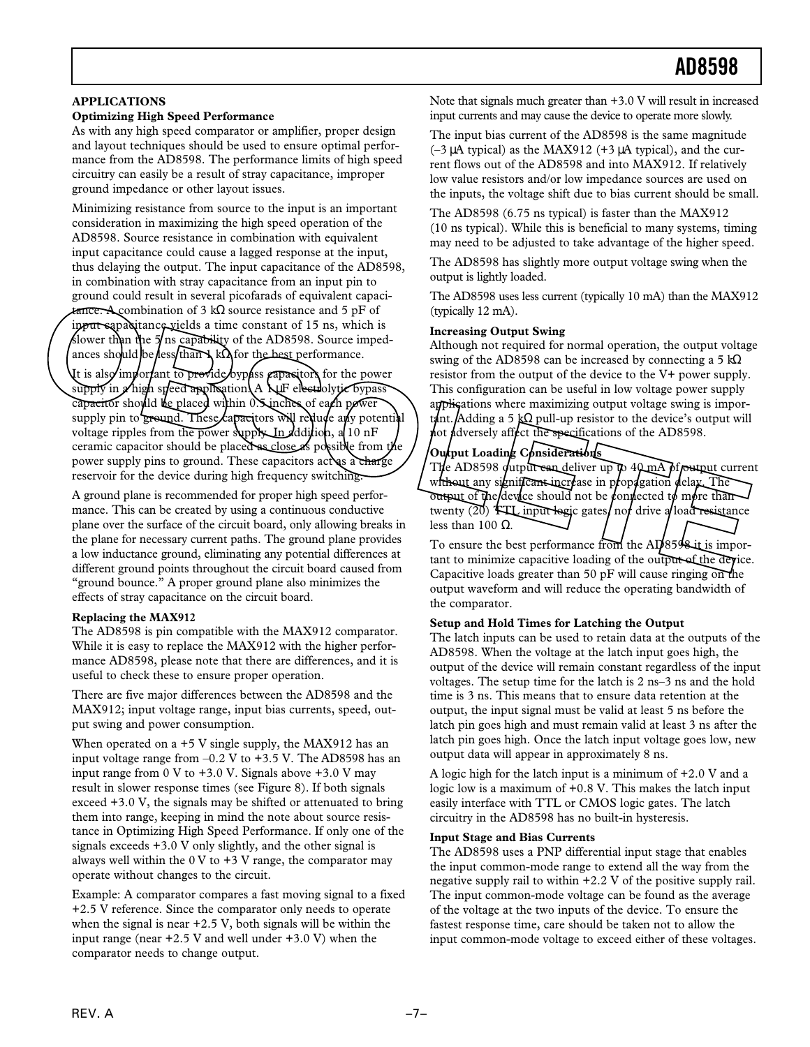## APPLICATIONS

### Optimizing High Speed Performance

As with any high speed comparator or amplifier, proper design and layout techniques should be used to ensure optimal performance from the AD8598. The performance limits of high speed circuitry can easily be a result of stray capacitance, improper ground impedance or other layout issues.

Minimizing resistance from source to the input is an important consideration in maximizing the high speed operation of the AD8598. Source resistance in combination with equivalent input capacitance could cause a lagged response at the input, thus delaying the output. The input capacitance of the AD8598, in combination with stray capacitance from an input pin to ground could result in several picofarads of equivalent capacitance. A combination of 3 kΩ source resistance and 5 pF of input capacitance yields a time constant of 15 ns, which is slower than the 5 ns capability of the AD8598. Source impedances should be less than 1 kΩ for the best performance.

It is also important to provide bypass capacitors for the power supply in a high speed application. A 1 µF electrolytic bypass capacitor should be placed within 0.5 inches of each power supply pin to ground. These capacitors will reduce any potential voltage ripples from the power supply. In addition, a 10 nF ceramic capacitor should be placed as close as possible from the power supply pins to ground. These capacitors act as a charge reservoir for the device during high frequency switching.

A ground plane is recommended for proper high speed performance. This can be created by using a continuous conductive plane over the surface of the circuit board, only allowing breaks in the plane for necessary current paths. The ground plane provides a low inductance ground, eliminating any potential differences at different ground points throughout the circuit board caused from "ground bounce." A proper ground plane also minimizes the effects of stray capacitance on the circuit board.

### Replacing the MAX912

The AD8598 is pin compatible with the MAX912 comparator. While it is easy to replace the MAX912 with the higher performance AD8598, please note that there are differences, and it is useful to check these to ensure proper operation.

There are five major differences between the AD8598 and the MAX912; input voltage range, input bias currents, speed, output swing and power consumption.

When operated on a +5 V single supply, the MAX912 has an input voltage range from –0.2 V to +3.5 V. The AD8598 has an input range from 0 V to +3.0 V. Signals above +3.0 V may result in slower response times (see Figure 8). If both signals exceed +3.0 V, the signals may be shifted or attenuated to bring them into range, keeping in mind the note about source resistance in Optimizing High Speed Performance. If only one of the signals exceeds +3.0 V only slightly, and the other signal is always well within the 0 V to +3 V range, the comparator may operate without changes to the circuit.

Example: A comparator compares a fast moving signal to a fixed +2.5 V reference. Since the comparator only needs to operate when the signal is near +2.5 V, both signals will be within the input range (near +2.5 V and well under +3.0 V) when the comparator needs to change output.

Note that signals much greater than +3.0 V will result in increased input currents and may cause the device to operate more slowly.

The input bias current of the AD8598 is the same magnitude (–3 µA typical) as the MAX912 (+3 µA typical), and the current flows out of the AD8598 and into MAX912. If relatively low value resistors and/or low impedance sources are used on the inputs, the voltage shift due to bias current should be small.

The AD8598 (6.75 ns typical) is faster than the MAX912 (10 ns typical). While this is beneficial to many systems, timing may need to be adjusted to take advantage of the higher speed.

The AD8598 has slightly more output voltage swing when the output is lightly loaded.

The AD8598 uses less current (typically 10 mA) than the MAX912 (typically 12 mA).

### Increasing Output Swing

Although not required for normal operation, the output voltage swing of the AD8598 can be increased by connecting a 5 kΩ resistor from the output of the device to the V+ power supply. This configuration can be useful in low voltage power supply applications where maximizing output voltage swing is important. Adding a 5 kΩ pull-up resistor to the device's output will not adversely affect the specifications of the AD8598.

### Output Loading Considerations

The AD8598 output can deliver up to 40 mA of output current without any significant increase in propagation delay. The output of the device should not be connected to more than twenty (20) TTL input logic gates, nor drive a load resistance less than 100 Ω.

To ensure the best performance from the AD8598 it is important to minimize capacitive loading of the output of the device. Capacitive loads greater than 50 pF will cause ringing on the output waveform and will reduce the operating bandwidth of the comparator.

### Setup and Hold Times for Latching the Output

The latch inputs can be used to retain data at the outputs of the AD8598. When the voltage at the latch input goes high, the output of the device will remain constant regardless of the input voltages. The setup time for the latch is 2 ns–3 ns and the hold time is 3 ns. This means that to ensure data retention at the output, the input signal must be valid at least 5 ns before the latch pin goes high and must remain valid at least 3 ns after the latch pin goes high. Once the latch input voltage goes low, new output data will appear in approximately 8 ns.

A logic high for the latch input is a minimum of +2.0 V and a logic low is a maximum of +0.8 V. This makes the latch input easily interface with TTL or CMOS logic gates. The latch circuitry in the AD8598 has no built-in hysteresis.

### Input Stage and Bias Currents

The AD8598 uses a PNP differential input stage that enables the input common-mode range to extend all the way from the negative supply rail to within +2.2 V of the positive supply rail. The input common-mode voltage can be found as the average of the voltage at the two inputs of the device. To ensure the fastest response time, care should be taken not to allow the input common-mode voltage to exceed either of these voltages.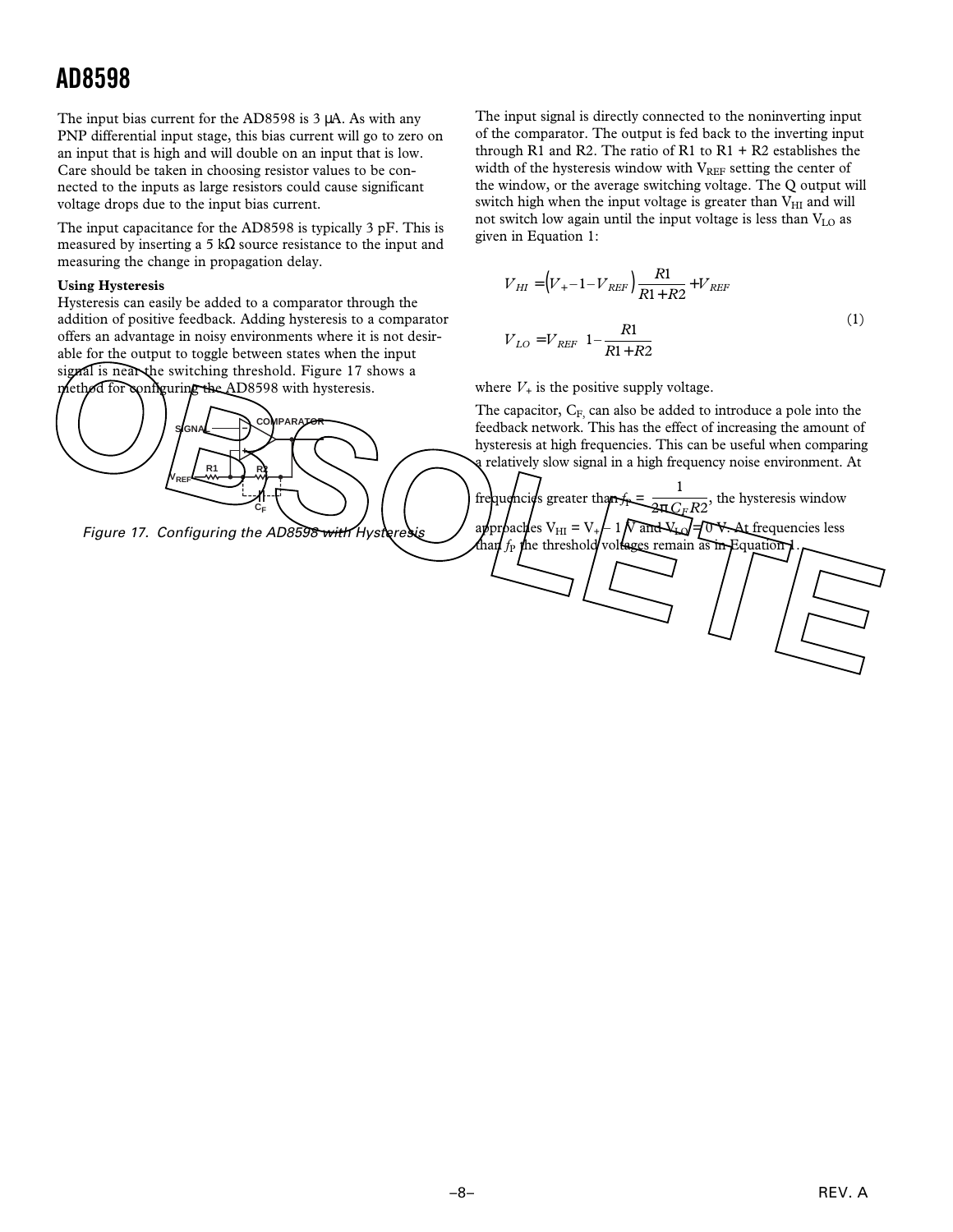The input bias current for the AD8598 is 3 μA. As with any PNP differential input stage, this bias current will go to zero on an input that is high and will double on an input that is low. Care should be taken in choosing resistor values to be connected to the inputs as large resistors could cause significant voltage drops due to the input bias current.

The input capacitance for the AD8598 is typically 3 pF. This is measured by inserting a 5 kΩ source resistance to the input and measuring the change in propagation delay.

**Using Hysteresis**

Hysteresis can easily be added to a comparator through the addition of positive feedback. Adding hysteresis to a comparator offers an advantage in noisy environments where it is not desirable for the output to toggle between states when the input signal is near the switching threshold. Figure 17 shows a method for configuring the AD8598 with hysteresis.

SIGNAL COMPARATOR $V_{REF}$ R1 R2 $C_F$

*Figure 17. Configuring the AD8598 with Hysteresis*

The input signal is directly connected to the noninverting input of the comparator. The output is fed back to the inverting input through R1 and R2. The ratio of R1 to R1 + R2 establishes the width of the hysteresis window with $V_{REF}$ setting the center of the window, or the average switching voltage. The Q output will switch high when the input voltage is greater than $V_{HI}$ and will not switch low again until the input voltage is less than $V_{LO}$ as given in Equation 1:

$$V_{HI} = \left(V_{+} - 1 - V_{REF}\right)\frac{R1}{R1+R2} + V_{REF}$$

$$V_{LO} = V_{REF}\left(1 - \frac{R1}{R1+R2}\right) \qquad (1)$$

where $V_+$ is the positive supply voltage.

The capacitor, $C_F$, can also be added to introduce a pole into the feedback network. This has the effect of increasing the amount of hysteresis at high frequencies. This can be useful when comparing a relatively slow signal in a high frequency noise environment. At frequencies greater than $f_P = \frac{1}{2\pi C_F R2}$, the hysteresis window approaches $V_{HI} = V_+ - 1$ V and $V_{LO} = 0$ V. At frequencies less than $f_P$ the threshold voltages remain as in Equation 1.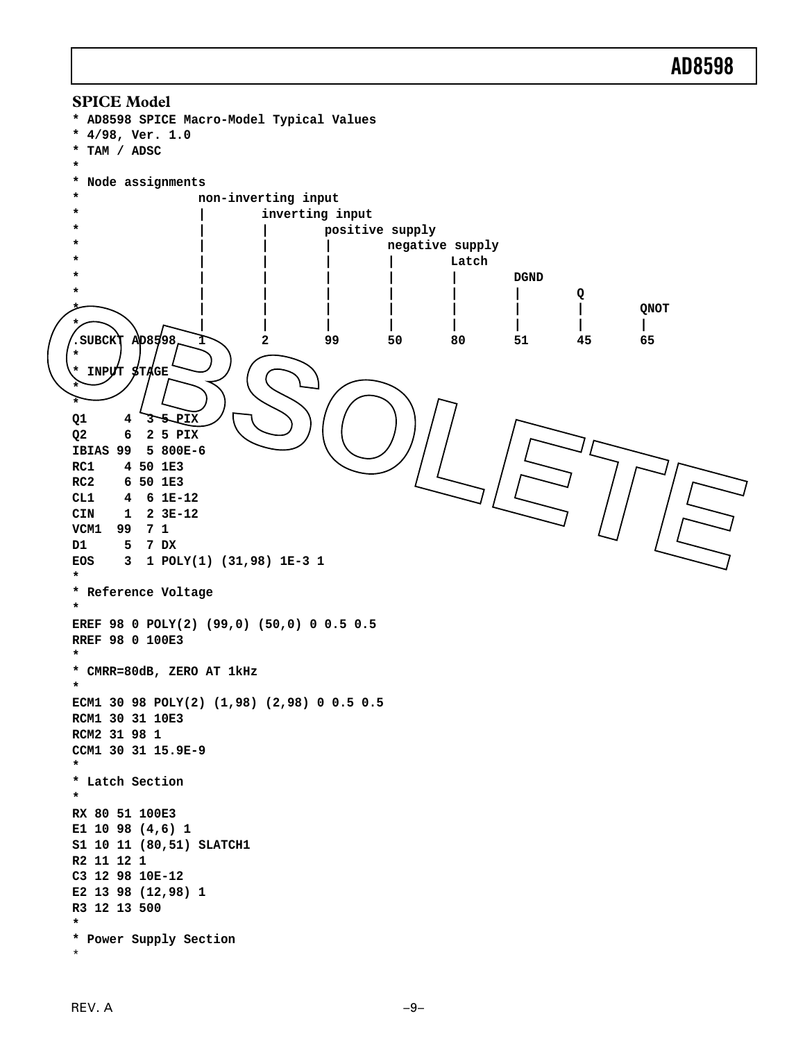## SPICE Model

```
* AD8598 SPICE Macro-Model Typical Values
* 4/98, Ver. 1.0
* TAM / ADSC
*
* Node assignments
*                non-inverting input
*                |       inverting input
*                |       |       positive supply
*                |       |       |       negative supply
*                |       |       |       |       Latch
*                |       |       |       |       |       DGND
*                |       |       |       |       |       |       Q
*                |       |       |       |       |       |       |       QNOT
*                |       |       |       |       |       |       |       |
.SUBCKT AD8598   1       2       99      50      80      51      45      65
*
* INPUT STAGE
*
*
Q1     4  3 5 PIX
Q2     6  2 5 PIX
IBIAS 99  5 800E-6
RC1    4 50 1E3
RC2    6 50 1E3
CL1    4  6 1E-12
CIN    1  2 3E-12
VCM1  99  7 1
D1     5  7 DX
EOS    3  1 POLY(1) (31,98) 1E-3 1
*
* Reference Voltage
*
EREF 98 0 POLY(2) (99,0) (50,0) 0 0.5 0.5
RREF 98 0 100E3
*
* CMRR=80dB, ZERO AT 1kHz
*
ECM1 30 98 POLY(2) (1,98) (2,98) 0 0.5 0.5
RCM1 30 31 10E3
RCM2 31 98 1
CCM1 30 31 15.9E-9
*
* Latch Section
*
RX 80 51 100E3
E1 10 98 (4,6) 1
S1 10 11 (80,51) SLATCH1
R2 11 12 1
C3 12 98 10E-12
E2 13 98 (12,98) 1
R3 12 13 500
*
* Power Supply Section
*
```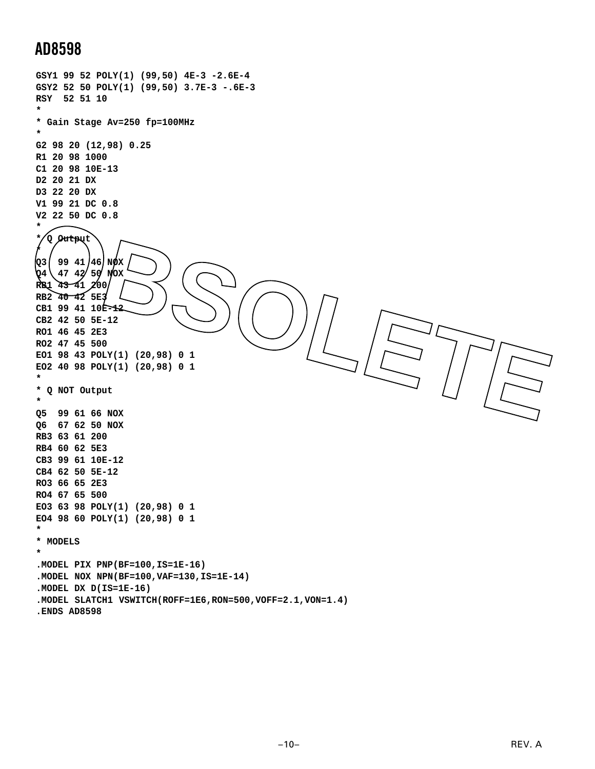```
GSY1 99 52 POLY(1) (99,50) 4E-3 -2.6E-4
GSY2 52 50 POLY(1) (99,50) 3.7E-3 -.6E-3
RSY  52 51 10
*
* Gain Stage Av=250 fp=100MHz
*
G2 98 20 (12,98) 0.25
R1 20 98 1000
C1 20 98 10E-13
D2 20 21 DX
D3 22 20 DX
V1 99 21 DC 0.8
V2 22 50 DC 0.8
*
* Q Output
*
Q3  99 41 46 NOX
Q4  47 42 50 NOX
RB1 43 41 200
RB2 40 42 5E3
CB1 99 41 10E-12
CB2 42 50 5E-12
RO1 46 45 2E3
RO2 47 45 500
EO1 98 43 POLY(1) (20,98) 0 1
EO2 40 98 POLY(1) (20,98) 0 1
*
* Q NOT Output
*
Q5  99 61 66 NOX
Q6  67 62 50 NOX
RB3 63 61 200
RB4 60 62 5E3
CB3 99 61 10E-12
CB4 62 50 5E-12
RO3 66 65 2E3
RO4 67 65 500
EO3 63 98 POLY(1) (20,98) 0 1
EO4 98 60 POLY(1) (20,98) 0 1
*
* MODELS
*
.MODEL PIX PNP(BF=100,IS=1E-16)
.MODEL NOX NPN(BF=100,VAF=130,IS=1E-14)
.MODEL DX D(IS=1E-16)
.MODEL SLATCH1 VSWITCH(ROFF=1E6,RON=500,VOFF=2.1,VON=1.4)
.ENDS AD8598
```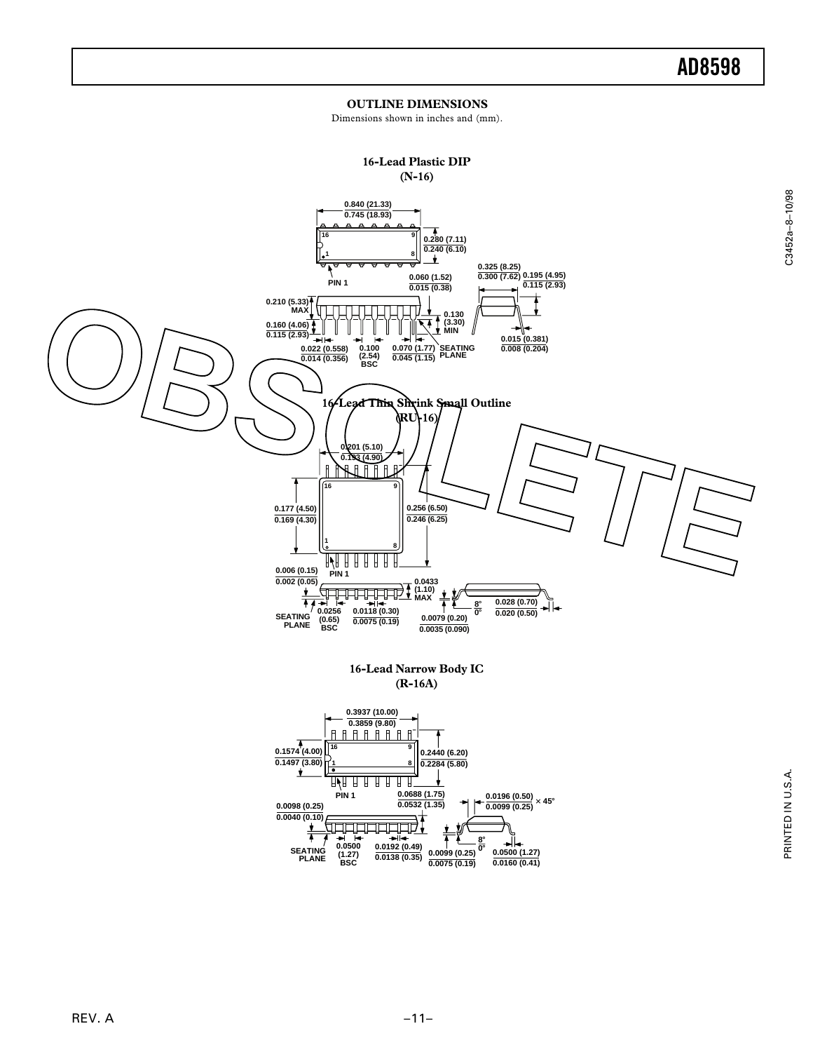## OUTLINE DIMENSIONS

Dimensions shown in inches and (mm).

### 16-Lead Plastic DIP (N-16)

0.840 (21.33)
0.745 (18.93)
16
9
1
8
0.280 (7.11)
0.240 (6.10)
PIN 1
0.060 (1.52)
0.015 (0.38)
0.325 (8.25)
0.300 (7.62)
0.195 (4.95)
0.115 (2.93)
0.210 (5.33) MAX
0.160 (4.06)
0.115 (2.93)
0.130 (3.30) MIN
0.022 (0.558)
0.014 (0.356)
0.100 (2.54) BSC
0.070 (1.77)
0.045 (1.15)
SEATING PLANE
0.015 (0.381)
0.008 (0.204)

OBSOLETE

### 16-Lead Thin Shrink Small Outline (RU-16)

0.201 (5.10)
0.193 (4.90)
16
9
1
8
0.177 (4.50)
0.169 (4.30)
0.256 (6.50)
0.246 (6.25)
PIN 1
0.006 (0.15)
0.002 (0.05)
SEATING PLANE
0.0256 (0.65) BSC
0.0118 (0.30)
0.0075 (0.19)
0.0433 (1.10) MAX
8°
0°
0.0079 (0.20)
0.0035 (0.090)
0.028 (0.70)
0.020 (0.50)

### 16-Lead Narrow Body IC (R-16A)

0.3937 (10.00)
0.3859 (9.80)
16
9
1
8
0.1574 (4.00)
0.1497 (3.80)
0.2440 (6.20)
0.2284 (5.80)
PIN 1
0.0688 (1.75)
0.0532 (1.35)
0.0196 (0.50)
0.0099 (0.25)
× 45°
0.0098 (0.25)
0.0040 (0.10)
SEATING PLANE
0.0500 (1.27) BSC
0.0192 (0.49)
0.0138 (0.35)
8°
0°
0.0099 (0.25)
0.0075 (0.19)
0.0500 (1.27)
0.0160 (0.41)

C3452a–8–10/98

PRINTED IN U.S.A.